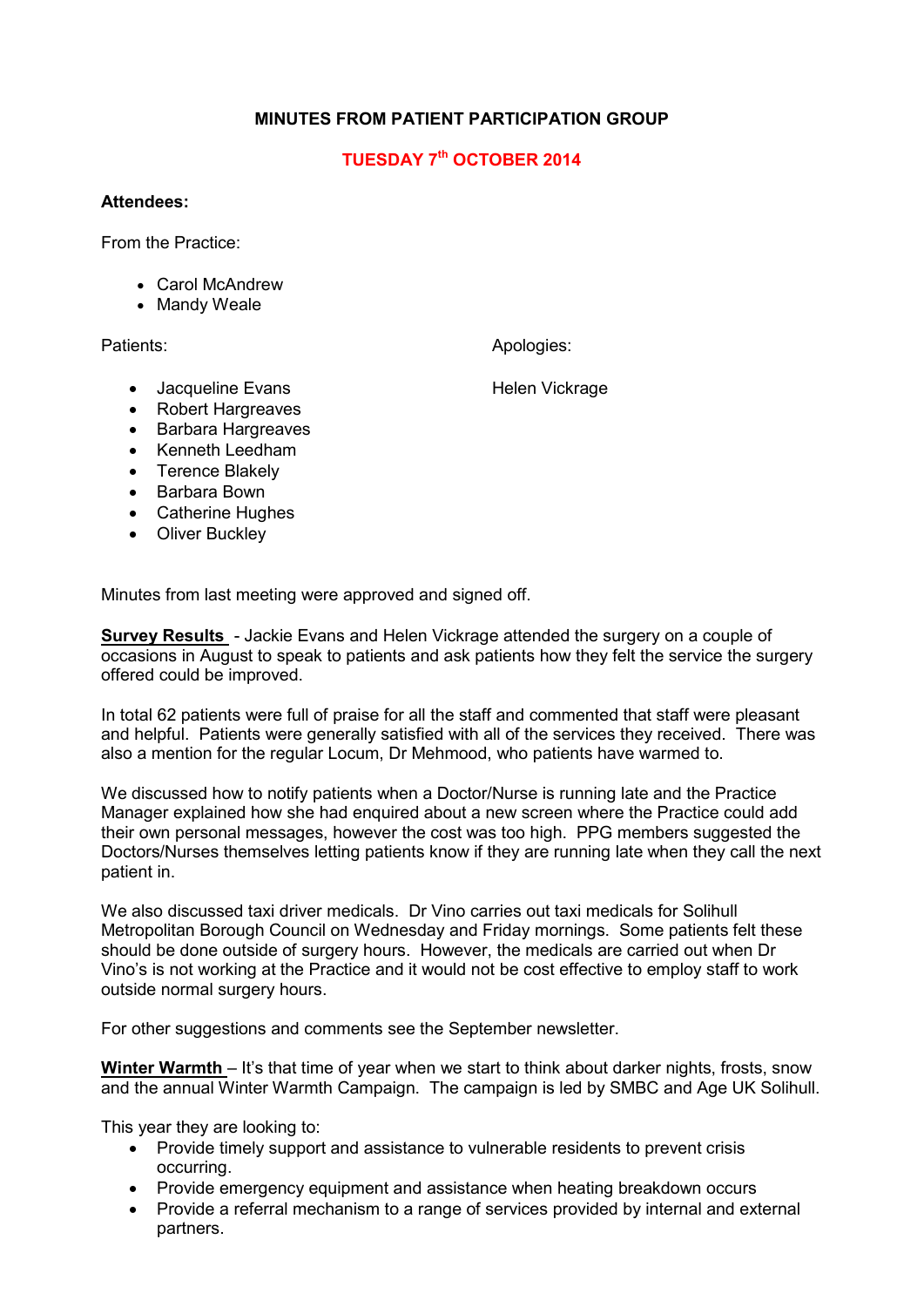# MINUTES FROM PATIENT PARTICIPATION GROUP

## TUESDAY 7th OCTOBER 2014

**Attendees:**

From the Practice:

- Carol McAndrew
- Mandy Weale

Patients:

- Jacqueline Evans
- Robert Hargreaves
- Barbara Hargreaves
- Kenneth Leedham
- Terence Blakely
- Barbara Bown
- Catherine Hughes
- Oliver Buckley

Apologies:

Helen Vickrage

Minutes from last meeting were approved and signed off.

**Survey Results** - Jackie Evans and Helen Vickrage attended the surgery on a couple of occasions in August to speak to patients and ask patients how they felt the service the surgery offered could be improved.

In total 62 patients were full of praise for all the staff and commented that staff were pleasant and helpful. Patients were generally satisfied with all of the services they received. There was also a mention for the regular Locum, Dr Mehmood, who patients have warmed to.

We discussed how to notify patients when a Doctor/Nurse is running late and the Practice Manager explained how she had enquired about a new screen where the Practice could add their own personal messages, however the cost was too high. PPG members suggested the Doctors/Nurses themselves letting patients know if they are running late when they call the next patient in.

We also discussed taxi driver medicals. Dr Vino carries out taxi medicals for Solihull Metropolitan Borough Council on Wednesday and Friday mornings. Some patients felt these should be done outside of surgery hours. However, the medicals are carried out when Dr Vino's is not working at the Practice and it would not be cost effective to employ staff to work outside normal surgery hours.

For other suggestions and comments see the September newsletter.

**Winter Warmth** – It's that time of year when we start to think about darker nights, frosts, snow and the annual Winter Warmth Campaign. The campaign is led by SMBC and Age UK Solihull.

This year they are looking to:

- Provide timely support and assistance to vulnerable residents to prevent crisis occurring.
- Provide emergency equipment and assistance when heating breakdown occurs
- Provide a referral mechanism to a range of services provided by internal and external partners.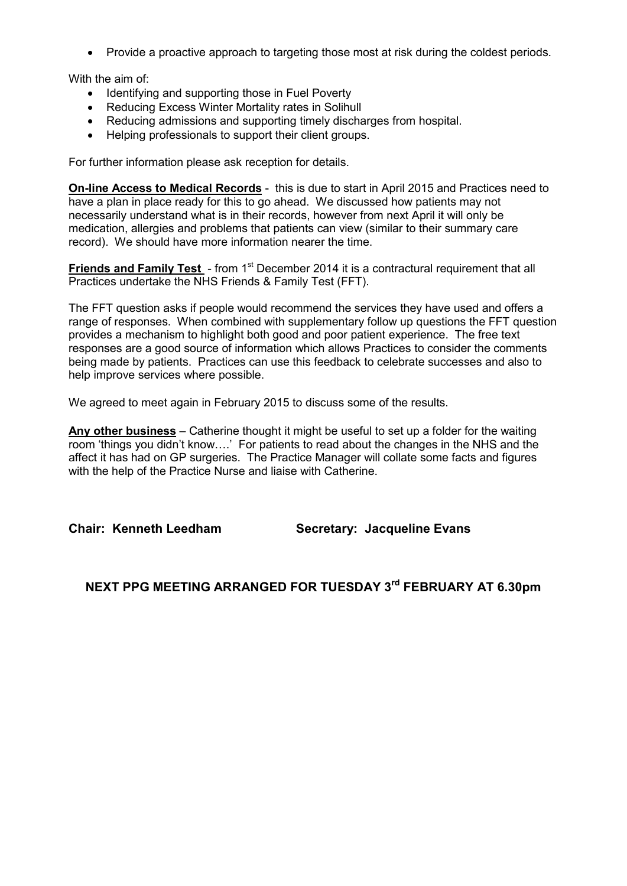- Provide a proactive approach to targeting those most at risk during the coldest periods.

With the aim of:

- Identifying and supporting those in Fuel Poverty
- Reducing Excess Winter Mortality rates in Solihull
- Reducing admissions and supporting timely discharges from hospital.
- Helping professionals to support their client groups.

For further information please ask reception for details.

**On-line Access to Medical Records** - this is due to start in April 2015 and Practices need to have a plan in place ready for this to go ahead. We discussed how patients may not necessarily understand what is in their records, however from next April it will only be medication, allergies and problems that patients can view (similar to their summary care record). We should have more information nearer the time.

**Friends and Family Test** - from 1st December 2014 it is a contractural requirement that all Practices undertake the NHS Friends & Family Test (FFT).

The FFT question asks if people would recommend the services they have used and offers a range of responses. When combined with supplementary follow up questions the FFT question provides a mechanism to highlight both good and poor patient experience. The free text responses are a good source of information which allows Practices to consider the comments being made by patients. Practices can use this feedback to celebrate successes and also to help improve services where possible.

We agreed to meet again in February 2015 to discuss some of the results.

**Any other business** – Catherine thought it might be useful to set up a folder for the waiting room 'things you didn't know….' For patients to read about the changes in the NHS and the affect it has had on GP surgeries. The Practice Manager will collate some facts and figures with the help of the Practice Nurse and liaise with Catherine.

**Chair: Kenneth Leedham** **Secretary: Jacqueline Evans**

**NEXT PPG MEETING ARRANGED FOR TUESDAY 3rd FEBRUARY AT 6.30pm**